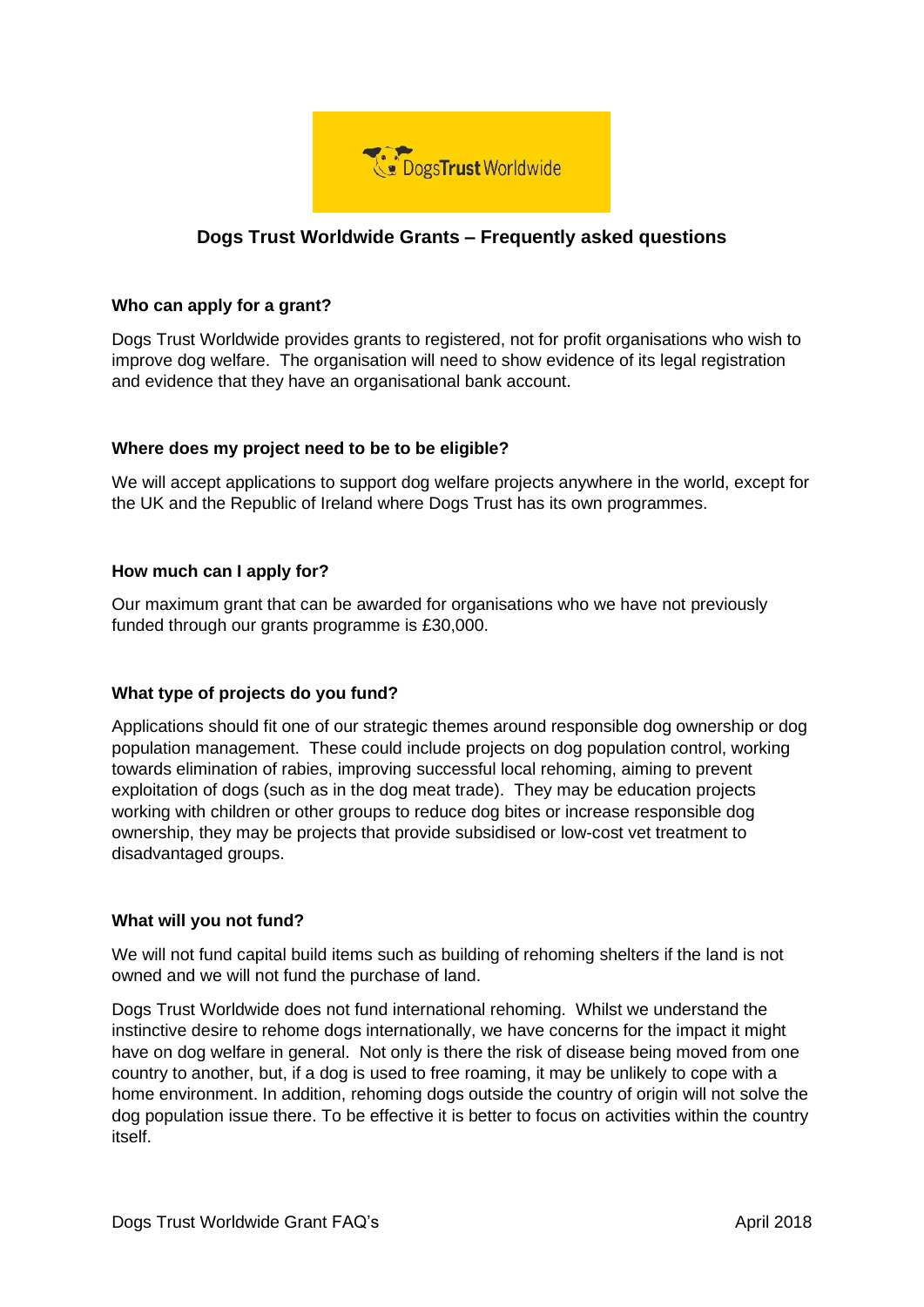# Dogs Trust Worldwide Grants – Frequently asked questions

## Who can apply for a grant?

Dogs Trust Worldwide provides grants to registered, not for profit organisations who wish to improve dog welfare. The organisation will need to show evidence of its legal registration and evidence that they have an organisational bank account.

## Where does my project need to be to be eligible?

We will accept applications to support dog welfare projects anywhere in the world, except for the UK and the Republic of Ireland where Dogs Trust has its own programmes.

## How much can I apply for?

Our maximum grant that can be awarded for organisations who we have not previously funded through our grants programme is £30,000.

## What type of projects do you fund?

Applications should fit one of our strategic themes around responsible dog ownership or dog population management. These could include projects on dog population control, working towards elimination of rabies, improving successful local rehoming, aiming to prevent exploitation of dogs (such as in the dog meat trade). They may be education projects working with children or other groups to reduce dog bites or increase responsible dog ownership, they may be projects that provide subsidised or low-cost vet treatment to disadvantaged groups.

## What will you not fund?

We will not fund capital build items such as building of rehoming shelters if the land is not owned and we will not fund the purchase of land.

Dogs Trust Worldwide does not fund international rehoming. Whilst we understand the instinctive desire to rehome dogs internationally, we have concerns for the impact it might have on dog welfare in general. Not only is there the risk of disease being moved from one country to another, but, if a dog is used to free roaming, it may be unlikely to cope with a home environment. In addition, rehoming dogs outside the country of origin will not solve the dog population issue there. To be effective it is better to focus on activities within the country itself.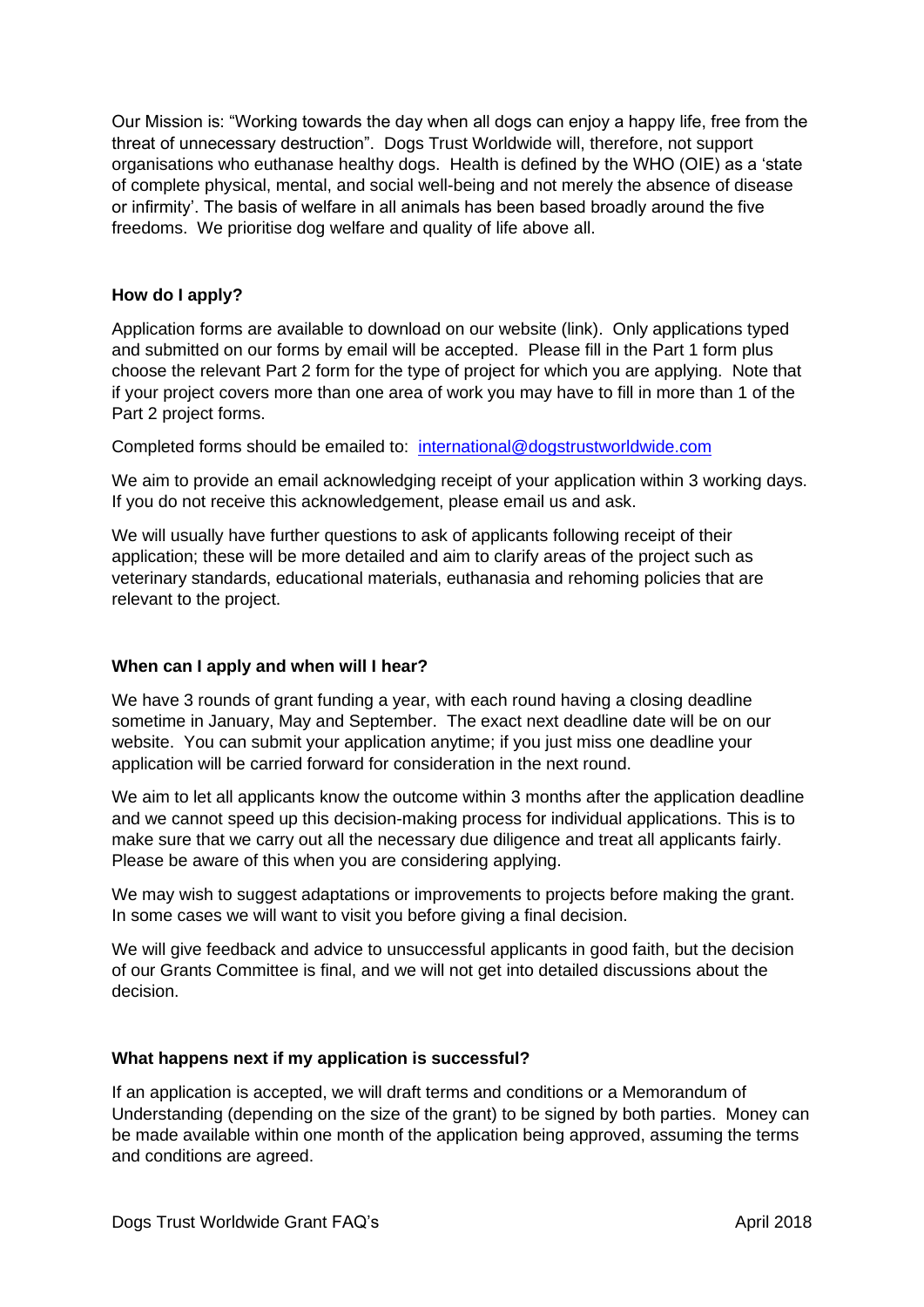Our Mission is: "Working towards the day when all dogs can enjoy a happy life, free from the threat of unnecessary destruction". Dogs Trust Worldwide will, therefore, not support organisations who euthanase healthy dogs. Health is defined by the WHO (OIE) as a 'state of complete physical, mental, and social well-being and not merely the absence of disease or infirmity'. The basis of welfare in all animals has been based broadly around the five freedoms. We prioritise dog welfare and quality of life above all.

**How do I apply?**

Application forms are available to download on our website (link). Only applications typed and submitted on our forms by email will be accepted. Please fill in the Part 1 form plus choose the relevant Part 2 form for the type of project for which you are applying. Note that if your project covers more than one area of work you may have to fill in more than 1 of the Part 2 project forms.

Completed forms should be emailed to: international@dogstrustworldwide.com

We aim to provide an email acknowledging receipt of your application within 3 working days. If you do not receive this acknowledgement, please email us and ask.

We will usually have further questions to ask of applicants following receipt of their application; these will be more detailed and aim to clarify areas of the project such as veterinary standards, educational materials, euthanasia and rehoming policies that are relevant to the project.

**When can I apply and when will I hear?**

We have 3 rounds of grant funding a year, with each round having a closing deadline sometime in January, May and September. The exact next deadline date will be on our website. You can submit your application anytime; if you just miss one deadline your application will be carried forward for consideration in the next round.

We aim to let all applicants know the outcome within 3 months after the application deadline and we cannot speed up this decision-making process for individual applications. This is to make sure that we carry out all the necessary due diligence and treat all applicants fairly. Please be aware of this when you are considering applying.

We may wish to suggest adaptations or improvements to projects before making the grant. In some cases we will want to visit you before giving a final decision.

We will give feedback and advice to unsuccessful applicants in good faith, but the decision of our Grants Committee is final, and we will not get into detailed discussions about the decision.

**What happens next if my application is successful?**

If an application is accepted, we will draft terms and conditions or a Memorandum of Understanding (depending on the size of the grant) to be signed by both parties. Money can be made available within one month of the application being approved, assuming the terms and conditions are agreed.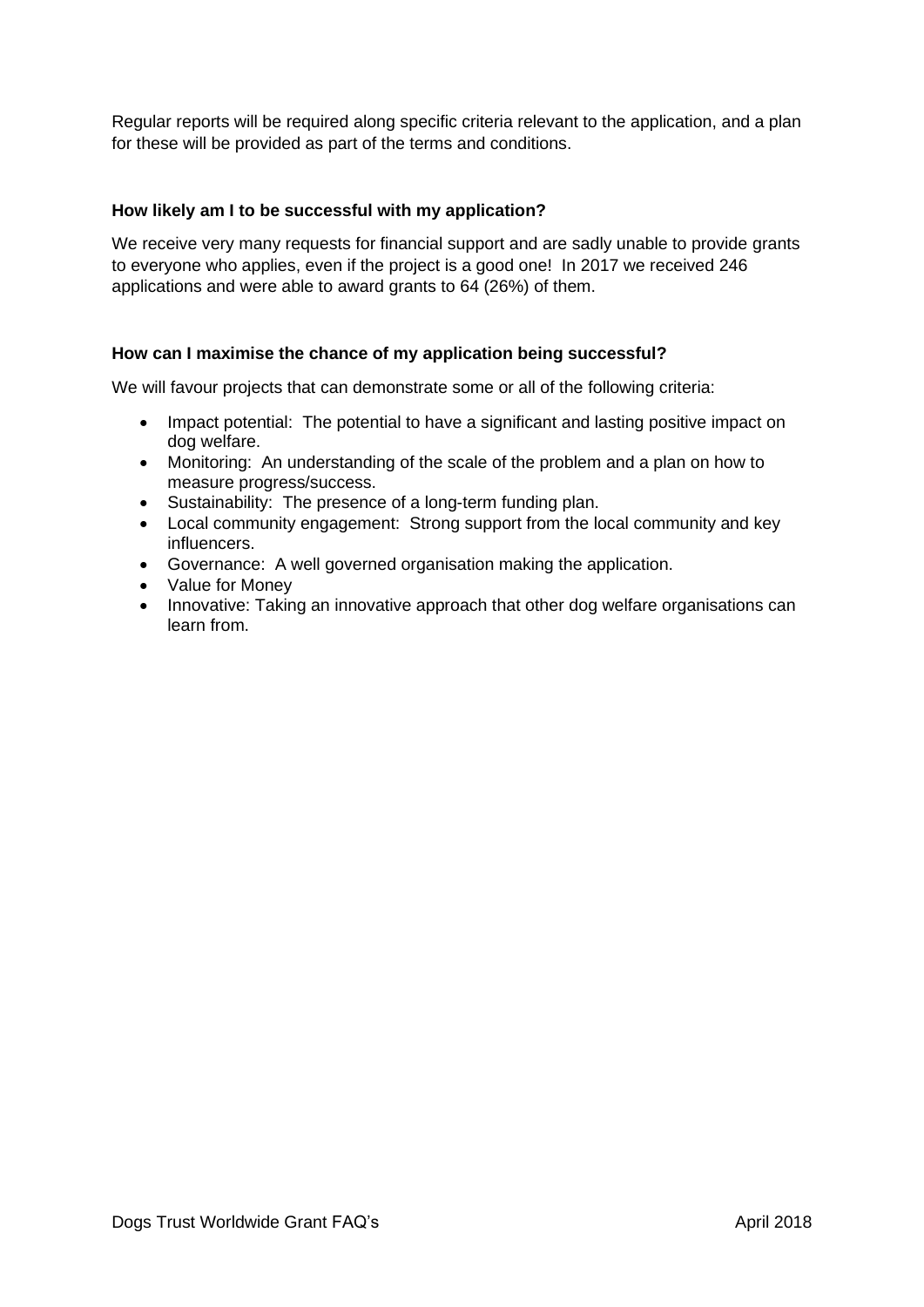Regular reports will be required along specific criteria relevant to the application, and a plan for these will be provided as part of the terms and conditions.

**How likely am I to be successful with my application?**

We receive very many requests for financial support and are sadly unable to provide grants to everyone who applies, even if the project is a good one! In 2017 we received 246 applications and were able to award grants to 64 (26%) of them.

**How can I maximise the chance of my application being successful?**

We will favour projects that can demonstrate some or all of the following criteria:

- Impact potential: The potential to have a significant and lasting positive impact on dog welfare.
- Monitoring: An understanding of the scale of the problem and a plan on how to measure progress/success.
- Sustainability: The presence of a long-term funding plan.
- Local community engagement: Strong support from the local community and key influencers.
- Governance: A well governed organisation making the application.
- Value for Money
- Innovative: Taking an innovative approach that other dog welfare organisations can learn from.